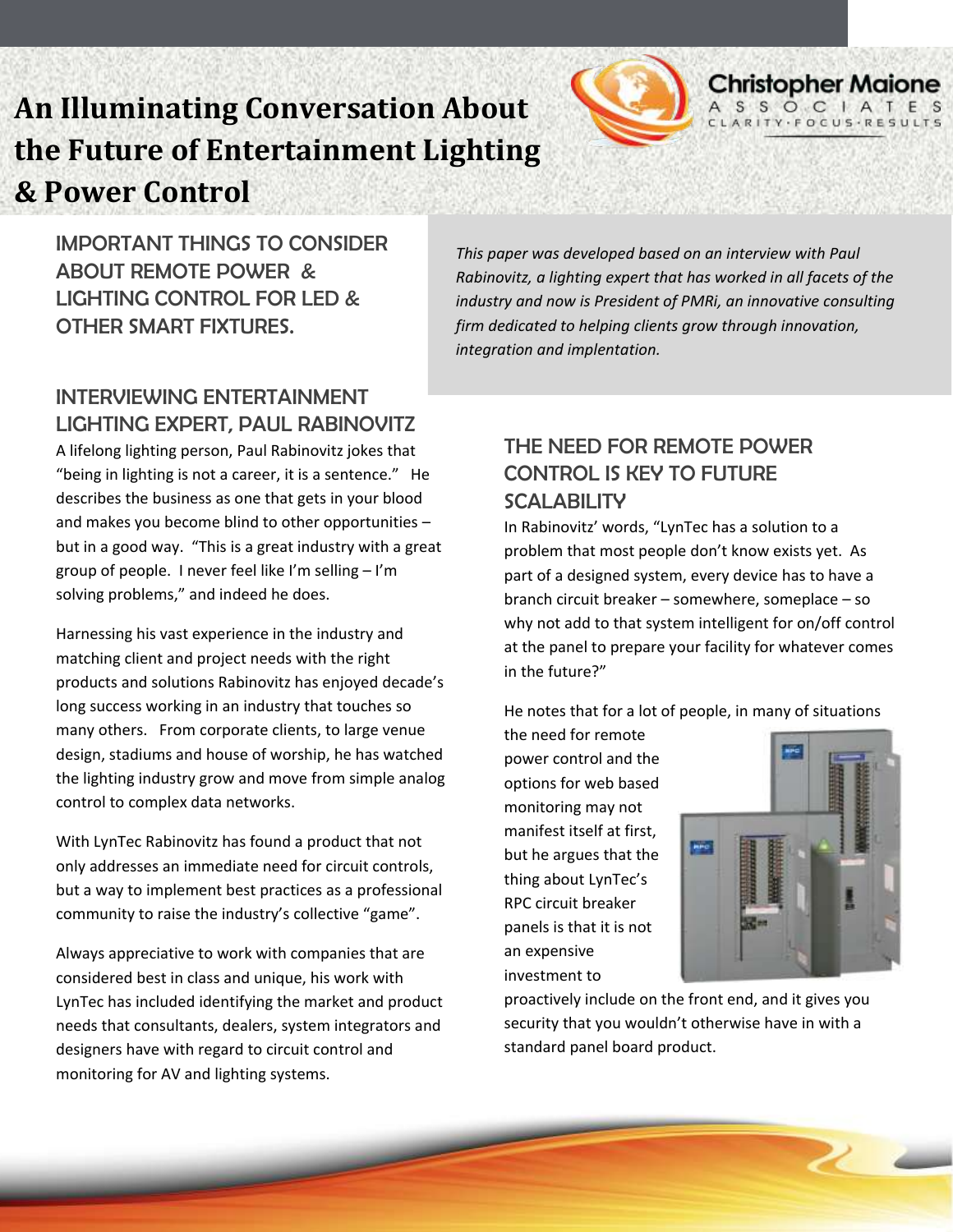# An Illuminating Conversation About the Future of Entertainment Lighting & Power Control

Christopher Maione
ASSOCIATES
CLARITY·FOCUS·RESULTS

## IMPORTANT THINGS TO CONSIDER ABOUT REMOTE POWER & LIGHTING CONTROL FOR LED & OTHER SMART FIXTURES.

*This paper was developed based on an interview with Paul Rabinovitz, a lighting expert that has worked in all facets of the industry and now is President of PMRi, an innovative consulting firm dedicated to helping clients grow through innovation, integration and implentation.*

## INTERVIEWING ENTERTAINMENT LIGHTING EXPERT, PAUL RABINOVITZ

A lifelong lighting person, Paul Rabinovitz jokes that "being in lighting is not a career, it is a sentence." He describes the business as one that gets in your blood and makes you become blind to other opportunities – but in a good way. "This is a great industry with a great group of people. I never feel like I'm selling – I'm solving problems," and indeed he does.

Harnessing his vast experience in the industry and matching client and project needs with the right products and solutions Rabinovitz has enjoyed decade's long success working in an industry that touches so many others. From corporate clients, to large venue design, stadiums and house of worship, he has watched the lighting industry grow and move from simple analog control to complex data networks.

With LynTec Rabinovitz has found a product that not only addresses an immediate need for circuit controls, but a way to implement best practices as a professional community to raise the industry's collective "game".

Always appreciative to work with companies that are considered best in class and unique, his work with LynTec has included identifying the market and product needs that consultants, dealers, system integrators and designers have with regard to circuit control and monitoring for AV and lighting systems.

## THE NEED FOR REMOTE POWER CONTROL IS KEY TO FUTURE SCALABILITY

In Rabinovitz' words, "LynTec has a solution to a problem that most people don't know exists yet. As part of a designed system, every device has to have a branch circuit breaker – somewhere, someplace – so why not add to that system intelligent for on/off control at the panel to prepare your facility for whatever comes in the future?"

He notes that for a lot of people, in many of situations the need for remote power control and the options for web based monitoring may not manifest itself at first, but he argues that the thing about LynTec's RPC circuit breaker panels is that it is not an expensive investment to proactively include on the front end, and it gives you security that you wouldn't otherwise have in with a standard panel board product.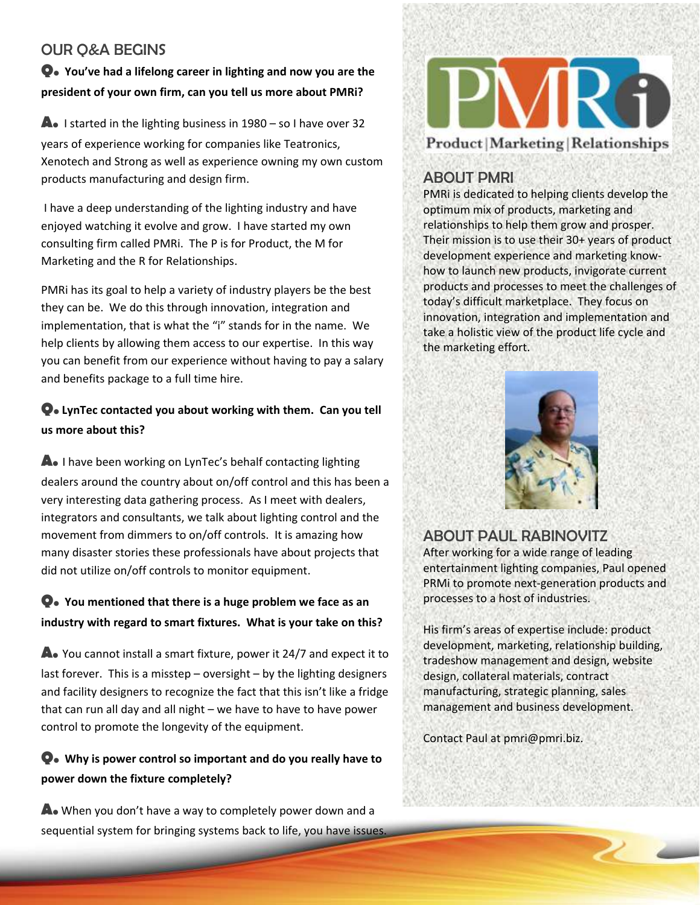## OUR Q&A BEGINS

**Q. You've had a lifelong career in lighting and now you are the president of your own firm, can you tell us more about PMRi?**

**A.** I started in the lighting business in 1980 – so I have over 32 years of experience working for companies like Teatronics, Xenotech and Strong as well as experience owning my own custom products manufacturing and design firm.

I have a deep understanding of the lighting industry and have enjoyed watching it evolve and grow. I have started my own consulting firm called PMRi. The P is for Product, the M for Marketing and the R for Relationships.

PMRi has its goal to help a variety of industry players be the best they can be. We do this through innovation, integration and implementation, that is what the "i" stands for in the name. We help clients by allowing them access to our expertise. In this way you can benefit from our experience without having to pay a salary and benefits package to a full time hire.

**Q. LynTec contacted you about working with them. Can you tell us more about this?**

**A.** I have been working on LynTec's behalf contacting lighting dealers around the country about on/off control and this has been a very interesting data gathering process. As I meet with dealers, integrators and consultants, we talk about lighting control and the movement from dimmers to on/off controls. It is amazing how many disaster stories these professionals have about projects that did not utilize on/off controls to monitor equipment.

**Q. You mentioned that there is a huge problem we face as an industry with regard to smart fixtures. What is your take on this?**

**A.** You cannot install a smart fixture, power it 24/7 and expect it to last forever. This is a misstep – oversight – by the lighting designers and facility designers to recognize the fact that this isn't like a fridge that can run all day and all night – we have to have to have power control to promote the longevity of the equipment.

**Q. Why is power control so important and do you really have to power down the fixture completely?**

**A.** When you don't have a way to completely power down and a sequential system for bringing systems back to life, you have issues.

PMRi

Product | Marketing | Relationships

## ABOUT PMRI

PMRi is dedicated to helping clients develop the optimum mix of products, marketing and relationships to help them grow and prosper. Their mission is to use their 30+ years of product development experience and marketing know-how to launch new products, invigorate current products and processes to meet the challenges of today's difficult marketplace. They focus on innovation, integration and implementation and take a holistic view of the product life cycle and the marketing effort.

## ABOUT PAUL RABINOVITZ

After working for a wide range of leading entertainment lighting companies, Paul opened PRMi to promote next-generation products and processes to a host of industries.

His firm's areas of expertise include: product development, marketing, relationship building, tradeshow management and design, website design, collateral materials, contract manufacturing, strategic planning, sales management and business development.

Contact Paul at pmri@pmri.biz.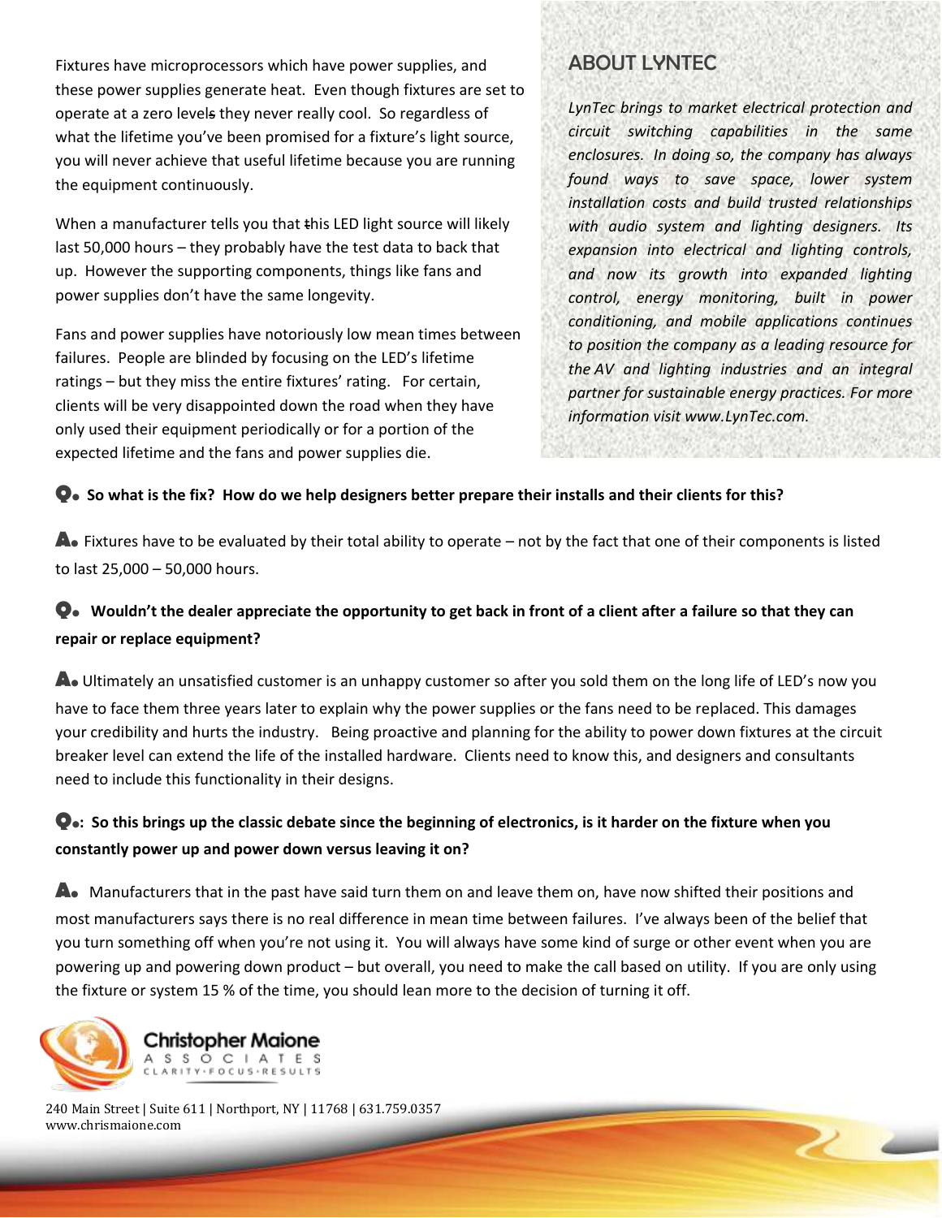Fixtures have microprocessors which have power supplies, and these power supplies generate heat. Even though fixtures are set to operate at a zero levels they never really cool. So regardless of what the lifetime you've been promised for a fixture's light source, you will never achieve that useful lifetime because you are running the equipment continuously.

When a manufacturer tells you that this LED light source will likely last 50,000 hours – they probably have the test data to back that up. However the supporting components, things like fans and power supplies don't have the same longevity.

Fans and power supplies have notoriously low mean times between failures. People are blinded by focusing on the LED's lifetime ratings – but they miss the entire fixtures' rating. For certain, clients will be very disappointed down the road when they have only used their equipment periodically or for a portion of the expected lifetime and the fans and power supplies die.

## ABOUT LYNTEC

*LynTec brings to market electrical protection and circuit switching capabilities in the same enclosures. In doing so, the company has always found ways to save space, lower system installation costs and build trusted relationships with audio system and lighting designers. Its expansion into electrical and lighting controls, and now its growth into expanded lighting control, energy monitoring, built in power conditioning, and mobile applications continues to position the company as a leading resource for the AV and lighting industries and an integral partner for sustainable energy practices. For more information visit www.LynTec.com.*

**Q. So what is the fix? How do we help designers better prepare their installs and their clients for this?**

**A.** Fixtures have to be evaluated by their total ability to operate – not by the fact that one of their components is listed to last 25,000 – 50,000 hours.

**Q. Wouldn't the dealer appreciate the opportunity to get back in front of a client after a failure so that they can repair or replace equipment?**

**A.** Ultimately an unsatisfied customer is an unhappy customer so after you sold them on the long life of LED's now you have to face them three years later to explain why the power supplies or the fans need to be replaced. This damages your credibility and hurts the industry. Being proactive and planning for the ability to power down fixtures at the circuit breaker level can extend the life of the installed hardware. Clients need to know this, and designers and consultants need to include this functionality in their designs.

**Q.: So this brings up the classic debate since the beginning of electronics, is it harder on the fixture when you constantly power up and power down versus leaving it on?**

**A.** Manufacturers that in the past have said turn them on and leave them on, have now shifted their positions and most manufacturers says there is no real difference in mean time between failures. I've always been of the belief that you turn something off when you're not using it. You will always have some kind of surge or other event when you are powering up and powering down product – but overall, you need to make the call based on utility. If you are only using the fixture or system 15 % of the time, you should lean more to the decision of turning it off.

Christopher Maione Associates
CLARITY·FOCUS·RESULTS

240 Main Street | Suite 611 | Northport, NY | 11768 | 631.759.0357
www.chrismaione.com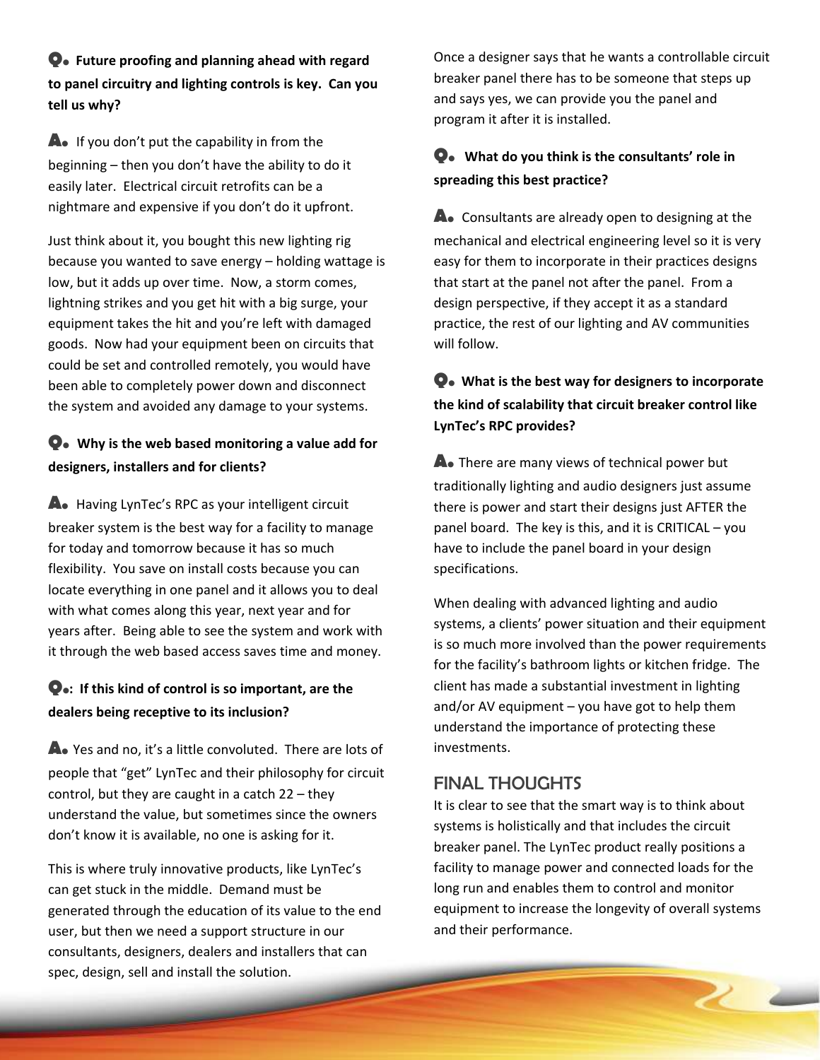**Q. Future proofing and planning ahead with regard to panel circuitry and lighting controls is key. Can you tell us why?**

A. If you don't put the capability in from the beginning – then you don't have the ability to do it easily later. Electrical circuit retrofits can be a nightmare and expensive if you don't do it upfront.

Just think about it, you bought this new lighting rig because you wanted to save energy – holding wattage is low, but it adds up over time. Now, a storm comes, lightning strikes and you get hit with a big surge, your equipment takes the hit and you're left with damaged goods. Now had your equipment been on circuits that could be set and controlled remotely, you would have been able to completely power down and disconnect the system and avoided any damage to your systems.

**Q. Why is the web based monitoring a value add for designers, installers and for clients?**

A. Having LynTec's RPC as your intelligent circuit breaker system is the best way for a facility to manage for today and tomorrow because it has so much flexibility. You save on install costs because you can locate everything in one panel and it allows you to deal with what comes along this year, next year and for years after. Being able to see the system and work with it through the web based access saves time and money.

**Q.: If this kind of control is so important, are the dealers being receptive to its inclusion?**

A. Yes and no, it's a little convoluted. There are lots of people that "get" LynTec and their philosophy for circuit control, but they are caught in a catch 22 – they understand the value, but sometimes since the owners don't know it is available, no one is asking for it.

This is where truly innovative products, like LynTec's can get stuck in the middle. Demand must be generated through the education of its value to the end user, but then we need a support structure in our consultants, designers, dealers and installers that can spec, design, sell and install the solution.

Once a designer says that he wants a controllable circuit breaker panel there has to be someone that steps up and says yes, we can provide you the panel and program it after it is installed.

**Q. What do you think is the consultants' role in spreading this best practice?**

A. Consultants are already open to designing at the mechanical and electrical engineering level so it is very easy for them to incorporate in their practices designs that start at the panel not after the panel. From a design perspective, if they accept it as a standard practice, the rest of our lighting and AV communities will follow.

**Q. What is the best way for designers to incorporate the kind of scalability that circuit breaker control like LynTec's RPC provides?**

A. There are many views of technical power but traditionally lighting and audio designers just assume there is power and start their designs just AFTER the panel board. The key is this, and it is CRITICAL – you have to include the panel board in your design specifications.

When dealing with advanced lighting and audio systems, a clients' power situation and their equipment is so much more involved than the power requirements for the facility's bathroom lights or kitchen fridge. The client has made a substantial investment in lighting and/or AV equipment – you have got to help them understand the importance of protecting these investments.

## FINAL THOUGHTS

It is clear to see that the smart way is to think about systems is holistically and that includes the circuit breaker panel. The LynTec product really positions a facility to manage power and connected loads for the long run and enables them to control and monitor equipment to increase the longevity of overall systems and their performance.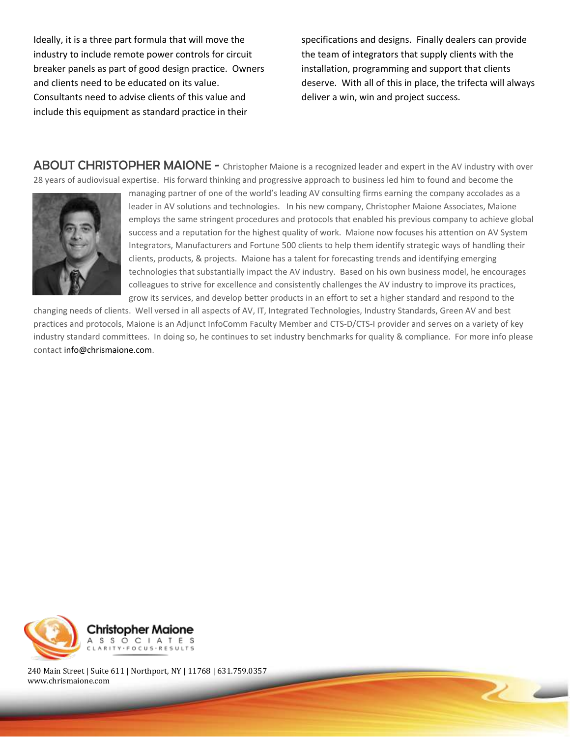Ideally, it is a three part formula that will move the industry to include remote power controls for circuit breaker panels as part of good design practice. Owners and clients need to be educated on its value. Consultants need to advise clients of this value and include this equipment as standard practice in their specifications and designs. Finally dealers can provide the team of integrators that supply clients with the installation, programming and support that clients deserve. With all of this in place, the trifecta will always deliver a win, win and project success.

**ABOUT CHRISTOPHER MAIONE -** Christopher Maione is a recognized leader and expert in the AV industry with over 28 years of audiovisual expertise. His forward thinking and progressive approach to business led him to found and become the managing partner of one of the world's leading AV consulting firms earning the company accolades as a leader in AV solutions and technologies. In his new company, Christopher Maione Associates, Maione employs the same stringent procedures and protocols that enabled his previous company to achieve global success and a reputation for the highest quality of work. Maione now focuses his attention on AV System Integrators, Manufacturers and Fortune 500 clients to help them identify strategic ways of handling their clients, products, & projects. Maione has a talent for forecasting trends and identifying emerging technologies that substantially impact the AV industry. Based on his own business model, he encourages colleagues to strive for excellence and consistently challenges the AV industry to improve its practices, grow its services, and develop better products in an effort to set a higher standard and respond to the changing needs of clients. Well versed in all aspects of AV, IT, Integrated Technologies, Industry Standards, Green AV and best practices and protocols, Maione is an Adjunct InfoComm Faculty Member and CTS-D/CTS-I provider and serves on a variety of key industry standard committees. In doing so, he continues to set industry benchmarks for quality & compliance. For more info please contact info@chrismaione.com.

Christopher Maione ASSOCIATES
CLARITY·FOCUS·RESULTS

240 Main Street | Suite 611 | Northport, NY | 11768 | 631.759.0357
www.chrismaione.com